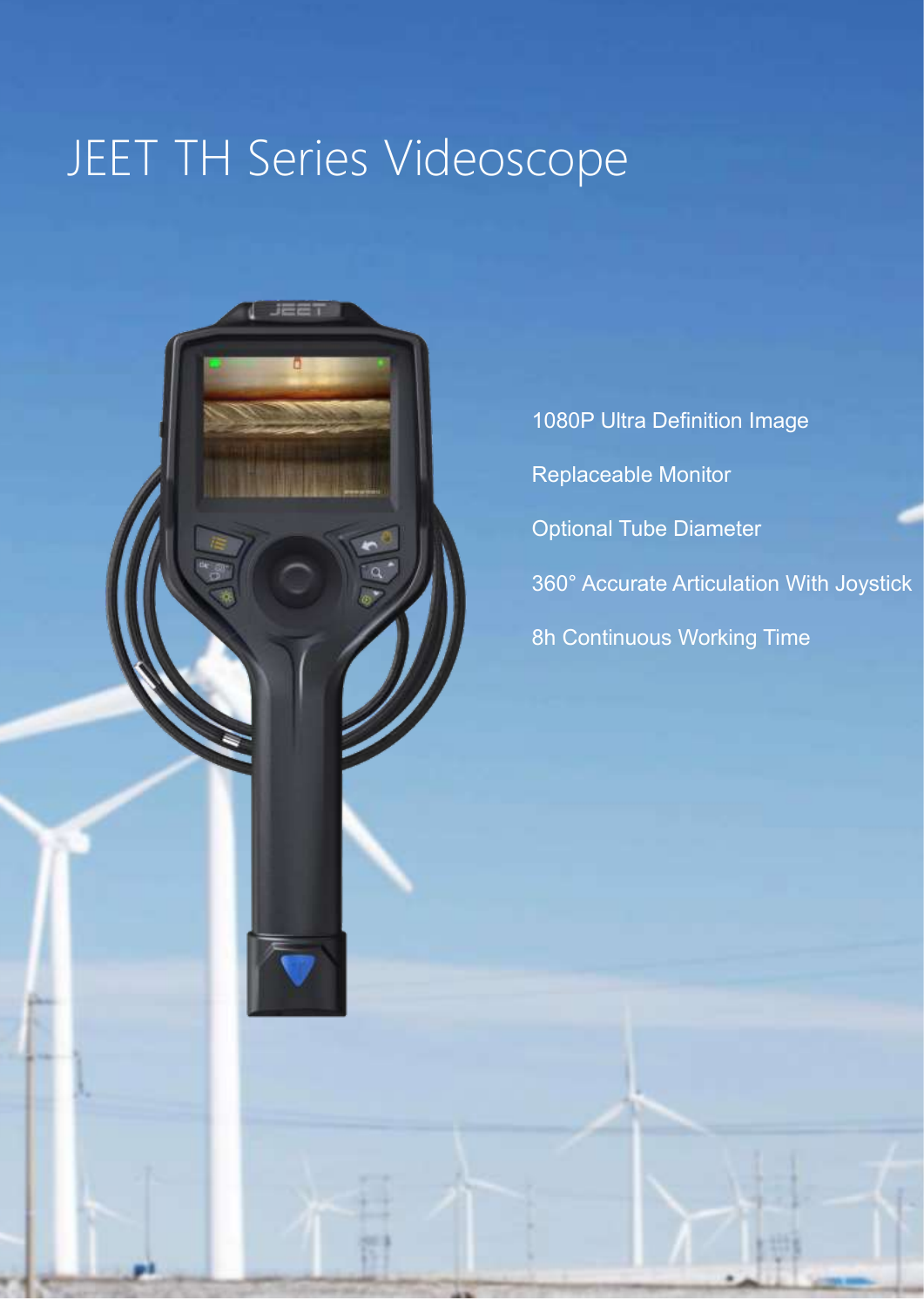# JEET TH Series Videoscope

1080P Ultra Definition Image

Replaceable Monitor

Optional Tube Diameter

360° Accurate Articulation With Joystick

8h Continuous Working Time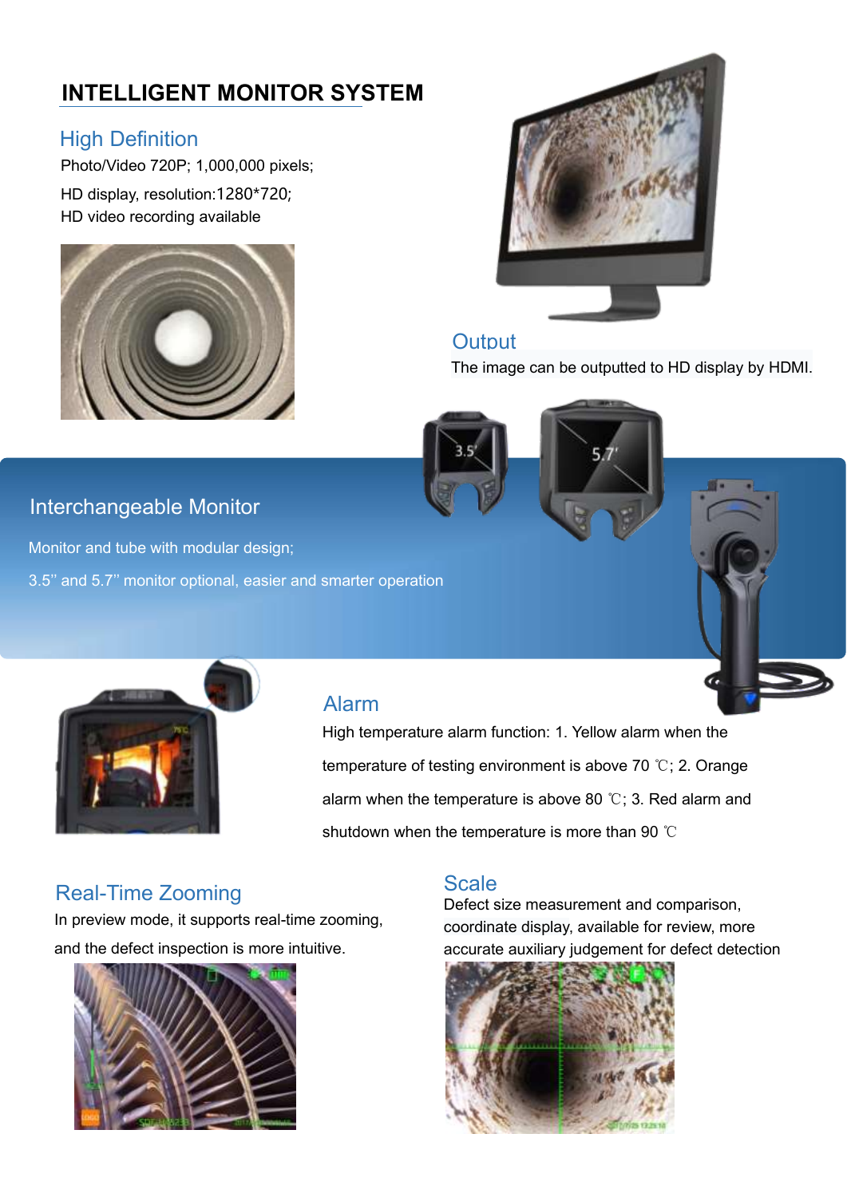# INTELLIGENT MONITOR SYSTEM

## High Definition

Photo/Video 720P; 1,000,000 pixels;

HD display, resolution:1280*720;
HD video recording available

## Output

The image can be outputted to HD display by HDMI.

## Interchangeable Monitor

Monitor and tube with modular design;

3.5'' and 5.7'' monitor optional, easier and smarter operation

## Alarm

High temperature alarm function: 1. Yellow alarm when the temperature of testing environment is above 70 ℃; 2. Orange alarm when the temperature is above 80 ℃; 3. Red alarm and shutdown when the temperature is more than 90 ℃

## Real-Time Zooming

In preview mode, it supports real-time zooming, and the defect inspection is more intuitive.

## Scale

Defect size measurement and comparison, coordinate display, available for review, more accurate auxiliary judgement for defect detection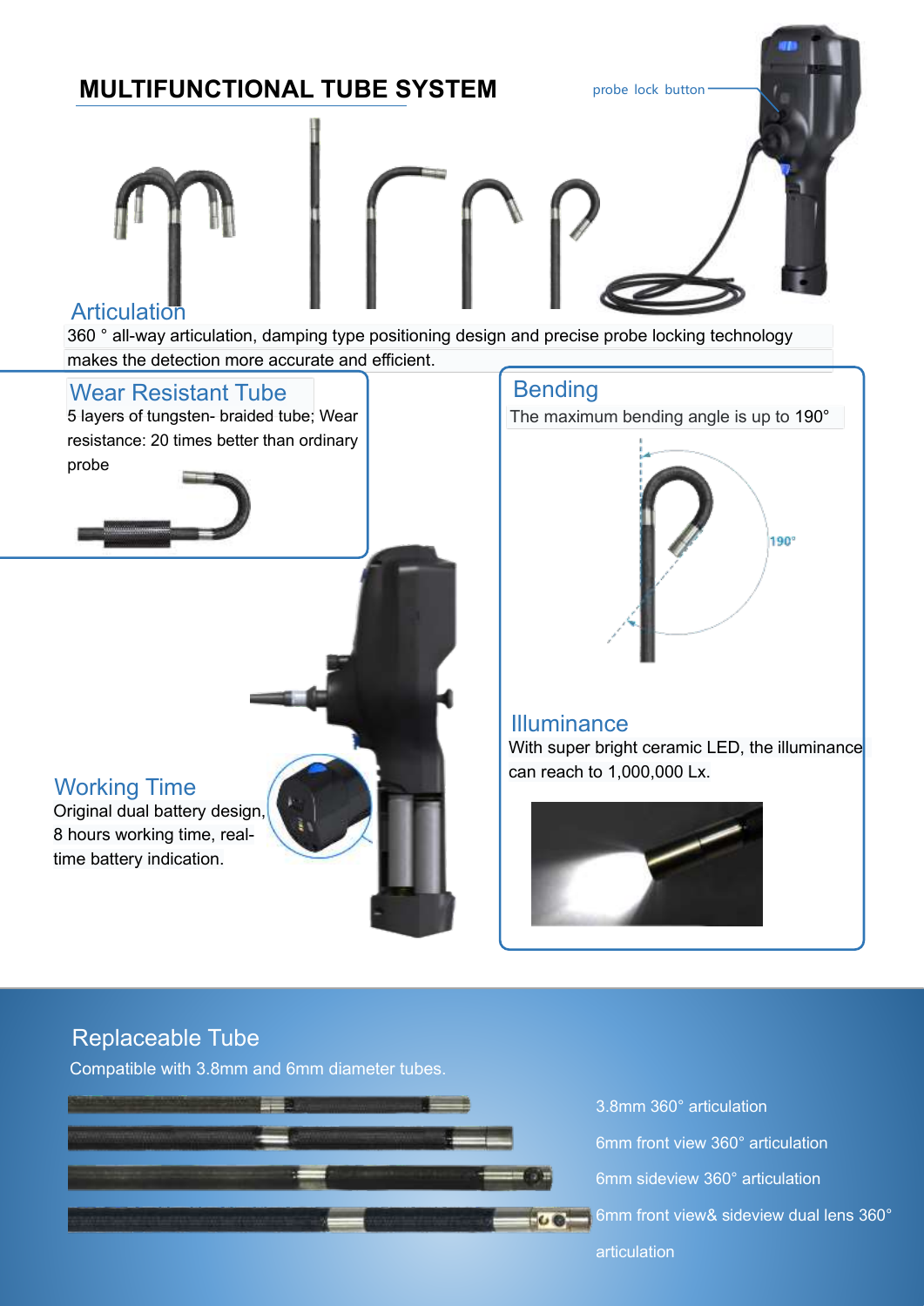# MULTIFUNCTIONAL TUBE SYSTEM

probe lock button

## Articulation

360 ° all-way articulation, damping type positioning design and precise probe locking technology makes the detection more accurate and efficient.

## Wear Resistant Tube

5 layers of tungsten- braided tube; Wear resistance: 20 times better than ordinary probe

## Bending

The maximum bending angle is up to 190°

190°

## Working Time

Original dual battery design, 8 hours working time, real-time battery indication.

## Illuminance

With super bright ceramic LED, the illuminance can reach to 1,000,000 Lx.

## Replaceable Tube

Compatible with 3.8mm and 6mm diameter tubes.

3.8mm 360° articulation

6mm front view 360° articulation

6mm sideview 360° articulation

6mm front view& sideview dual lens 360° articulation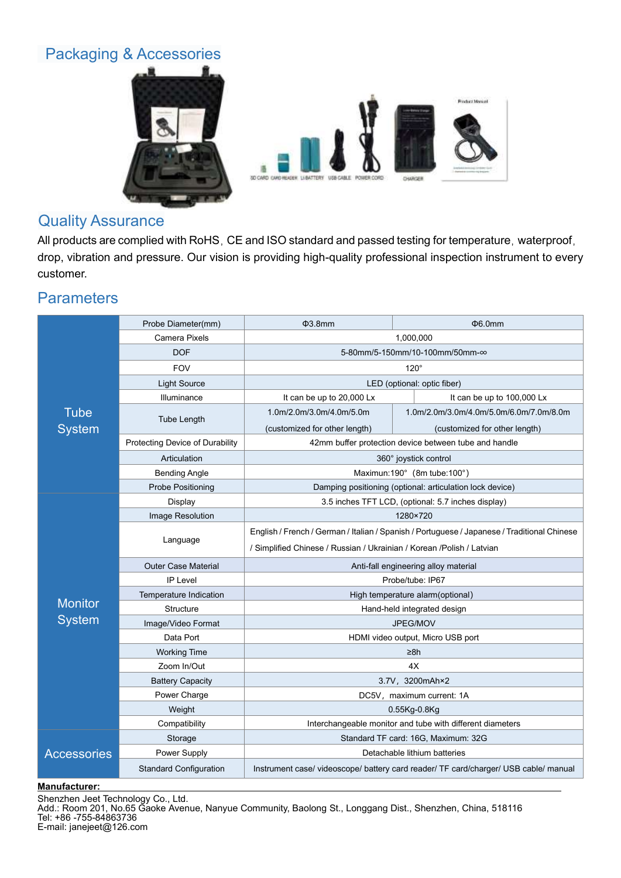## Packaging & Accessories

SD CARD CARD READER LI-BATTERY USB CABLE POWER CORD CHARGER

## Quality Assurance

All products are complied with RoHS, CE and ISO standard and passed testing for temperature, waterproof, drop, vibration and pressure. Our vision is providing high-quality professional inspection instrument to every customer.

## Parameters

| | | | |
|---|---|---|---|
| Tube System | Probe Diameter(mm) | Φ3.8mm | Φ6.0mm |
| | Camera Pixels | 1,000,000 | |
| | DOF | 5-80mm/5-150mm/10-100mm/50mm-∞ | |
| | FOV | 120° | |
| | Light Source | LED (optional: optic fiber) | |
| | Illuminance | It can be up to 20,000 Lx | It can be up to 100,000 Lx |
| | Tube Length | 1.0m/2.0m/3.0m/4.0m/5.0m (customized for other length) | 1.0m/2.0m/3.0m/4.0m/5.0m/6.0m/7.0m/8.0m (customized for other length) |
| | Protecting Device of Durability | 42mm buffer protection device between tube and handle | |
| | Articulation | 360° joystick control | |
| | Bending Angle | Maximun:190° (8m tube:100°) | |
| | Probe Positioning | Damping positioning (optional: articulation lock device) | |
| Monitor System | Display | 3.5 inches TFT LCD, (optional: 5.7 inches display) | |
| | Image Resolution | 1280×720 | |
| | Language | English / French / German / Italian / Spanish / Portuguese / Japanese / Traditional Chinese / Simplified Chinese / Russian / Ukrainian / Korean /Polish / Latvian | |
| | Outer Case Material | Anti-fall engineering alloy material | |
| | IP Level | Probe/tube: IP67 | |
| | Temperature Indication | High temperature alarm(optional) | |
| | Structure | Hand-held integrated design | |
| | Image/Video Format | JPEG/MOV | |
| | Data Port | HDMI video output, Micro USB port | |
| | Working Time | ≥8h | |
| | Zoom In/Out | 4X | |
| | Battery Capacity | 3.7V, 3200mAh×2 | |
| | Power Charge | DC5V, maximum current: 1A | |
| | Weight | 0.55Kg-0.8Kg | |
| | Compatibility | Interchangeable monitor and tube with different diameters | |
| Accessories | Storage | Standard TF card: 16G, Maximum: 32G | |
| | Power Supply | Detachable lithium batteries | |
| | Standard Configuration | Instrument case/ videoscope/ battery card reader/ TF card/charger/ USB cable/ manual | |

**Manufacturer:**

Shenzhen Jeet Technology Co., Ltd.
Add.: Room 201, No.65 Gaoke Avenue, Nanyue Community, Baolong St., Longgang Dist., Shenzhen, China, 518116
Tel: +86 -755-84863736
E-mail: janejeet@126.com